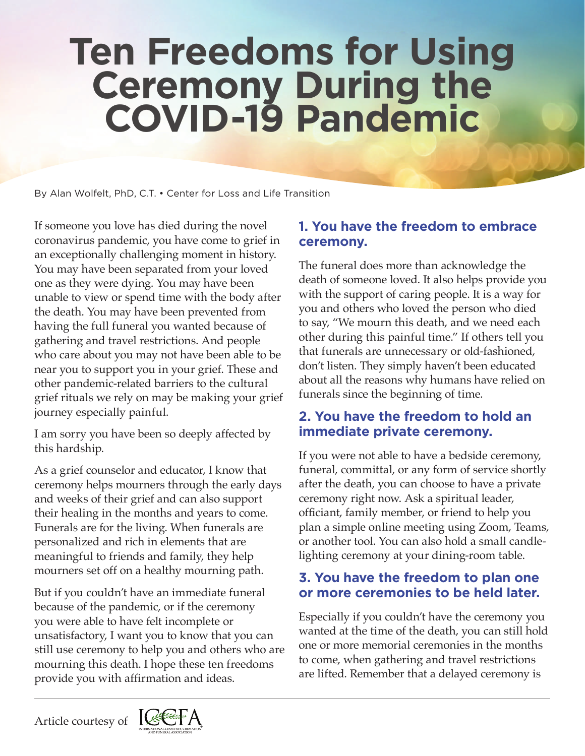# Ten Freedoms for Using Ceremony During the COVID-19 Pandemic

By Alan Wolfelt, PhD, C.T. • Center for Loss and Life Transition

If someone you love has died during the novel coronavirus pandemic, you have come to grief in an exceptionally challenging moment in history. You may have been separated from your loved one as they were dying. You may have been unable to view or spend time with the body after the death. You may have been prevented from having the full funeral you wanted because of gathering and travel restrictions. And people who care about you may not have been able to be near you to support you in your grief. These and other pandemic-related barriers to the cultural grief rituals we rely on may be making your grief journey especially painful.

I am sorry you have been so deeply affected by this hardship.

As a grief counselor and educator, I know that ceremony helps mourners through the early days and weeks of their grief and can also support their healing in the months and years to come. Funerals are for the living. When funerals are personalized and rich in elements that are meaningful to friends and family, they help mourners set off on a healthy mourning path.

But if you couldn't have an immediate funeral because of the pandemic, or if the ceremony you were able to have felt incomplete or unsatisfactory, I want you to know that you can still use ceremony to help you and others who are mourning this death. I hope these ten freedoms provide you with affirmation and ideas.

## 1. You have the freedom to embrace ceremony.

The funeral does more than acknowledge the death of someone loved. It also helps provide you with the support of caring people. It is a way for you and others who loved the person who died to say, "We mourn this death, and we need each other during this painful time." If others tell you that funerals are unnecessary or old-fashioned, don't listen. They simply haven't been educated about all the reasons why humans have relied on funerals since the beginning of time.

## 2. You have the freedom to hold an immediate private ceremony.

If you were not able to have a bedside ceremony, funeral, committal, or any form of service shortly after the death, you can choose to have a private ceremony right now. Ask a spiritual leader, officiant, family member, or friend to help you plan a simple online meeting using Zoom, Teams, or another tool. You can also hold a small candle-lighting ceremony at your dining-room table.

## 3. You have the freedom to plan one or more ceremonies to be held later.

Especially if you couldn't have the ceremony you wanted at the time of the death, you can still hold one or more memorial ceremonies in the months to come, when gathering and travel restrictions are lifted. Remember that a delayed ceremony is

Article courtesy of ICCFA — International Cemetery, Cremation and Funeral Association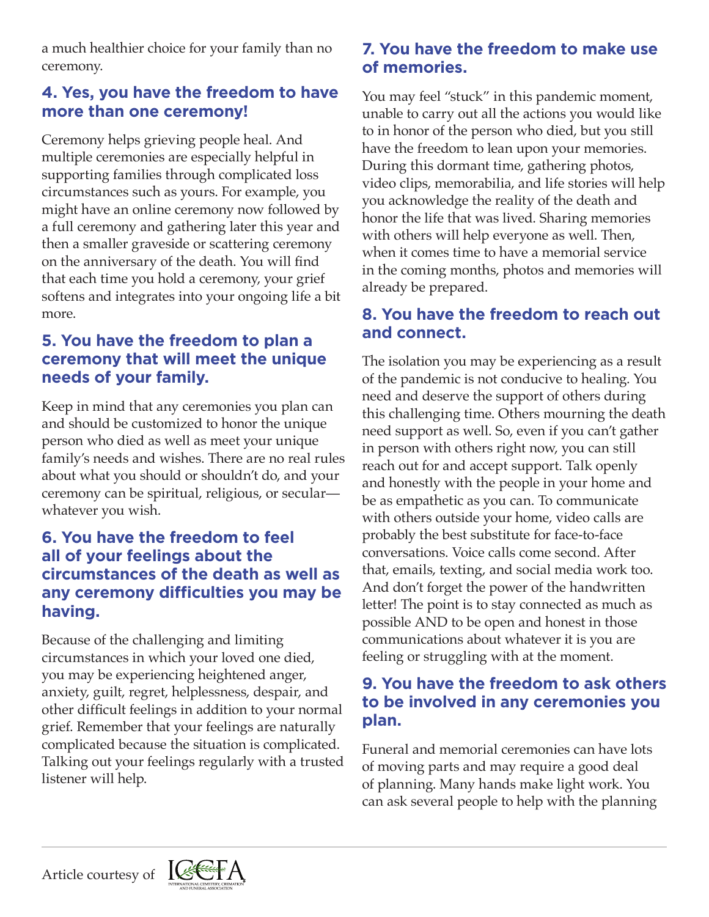a much healthier choice for your family than no ceremony.

## 4. Yes, you have the freedom to have more than one ceremony!

Ceremony helps grieving people heal. And multiple ceremonies are especially helpful in supporting families through complicated loss circumstances such as yours. For example, you might have an online ceremony now followed by a full ceremony and gathering later this year and then a smaller graveside or scattering ceremony on the anniversary of the death. You will find that each time you hold a ceremony, your grief softens and integrates into your ongoing life a bit more.

## 5. You have the freedom to plan a ceremony that will meet the unique needs of your family.

Keep in mind that any ceremonies you plan can and should be customized to honor the unique person who died as well as meet your unique family's needs and wishes. There are no real rules about what you should or shouldn't do, and your ceremony can be spiritual, religious, or secular—whatever you wish.

## 6. You have the freedom to feel all of your feelings about the circumstances of the death as well as any ceremony difficulties you may be having.

Because of the challenging and limiting circumstances in which your loved one died, you may be experiencing heightened anger, anxiety, guilt, regret, helplessness, despair, and other difficult feelings in addition to your normal grief. Remember that your feelings are naturally complicated because the situation is complicated. Talking out your feelings regularly with a trusted listener will help.

## 7. You have the freedom to make use of memories.

You may feel "stuck" in this pandemic moment, unable to carry out all the actions you would like to in honor of the person who died, but you still have the freedom to lean upon your memories. During this dormant time, gathering photos, video clips, memorabilia, and life stories will help you acknowledge the reality of the death and honor the life that was lived. Sharing memories with others will help everyone as well. Then, when it comes time to have a memorial service in the coming months, photos and memories will already be prepared.

## 8. You have the freedom to reach out and connect.

The isolation you may be experiencing as a result of the pandemic is not conducive to healing. You need and deserve the support of others during this challenging time. Others mourning the death need support as well. So, even if you can't gather in person with others right now, you can still reach out for and accept support. Talk openly and honestly with the people in your home and be as empathetic as you can. To communicate with others outside your home, video calls are probably the best substitute for face-to-face conversations. Voice calls come second. After that, emails, texting, and social media work too. And don't forget the power of the handwritten letter! The point is to stay connected as much as possible AND to be open and honest in those communications about whatever it is you are feeling or struggling with at the moment.

## 9. You have the freedom to ask others to be involved in any ceremonies you plan.

Funeral and memorial ceremonies can have lots of moving parts and may require a good deal of planning. Many hands make light work. You can ask several people to help with the planning

Article courtesy of ICCFA International Cemetery, Cremation and Funeral Association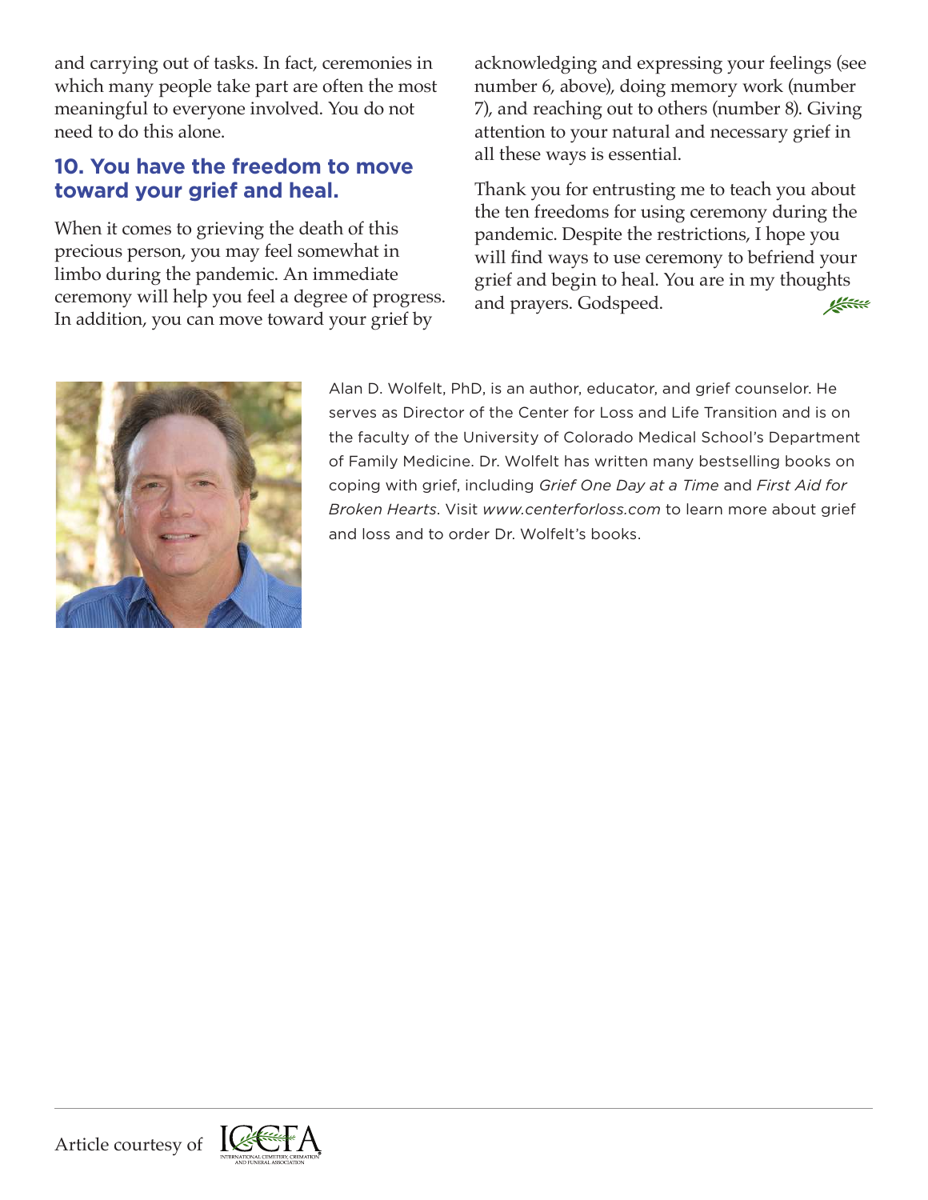and carrying out of tasks. In fact, ceremonies in which many people take part are often the most meaningful to everyone involved. You do not need to do this alone.

### 10. You have the freedom to move toward your grief and heal.

When it comes to grieving the death of this precious person, you may feel somewhat in limbo during the pandemic. An immediate ceremony will help you feel a degree of progress. In addition, you can move toward your grief by acknowledging and expressing your feelings (see number 6, above), doing memory work (number 7), and reaching out to others (number 8). Giving attention to your natural and necessary grief in all these ways is essential.

Thank you for entrusting me to teach you about the ten freedoms for using ceremony during the pandemic. Despite the restrictions, I hope you will find ways to use ceremony to befriend your grief and begin to heal. You are in my thoughts and prayers. Godspeed.

Alan D. Wolfelt, PhD, is an author, educator, and grief counselor. He serves as Director of the Center for Loss and Life Transition and is on the faculty of the University of Colorado Medical School's Department of Family Medicine. Dr. Wolfelt has written many bestselling books on coping with grief, including *Grief One Day at a Time* and *First Aid for Broken Hearts*. Visit *www.centerforloss.com* to learn more about grief and loss and to order Dr. Wolfelt's books.

Article courtesy of ICCFA — International Cemetery, Cremation and Funeral Association